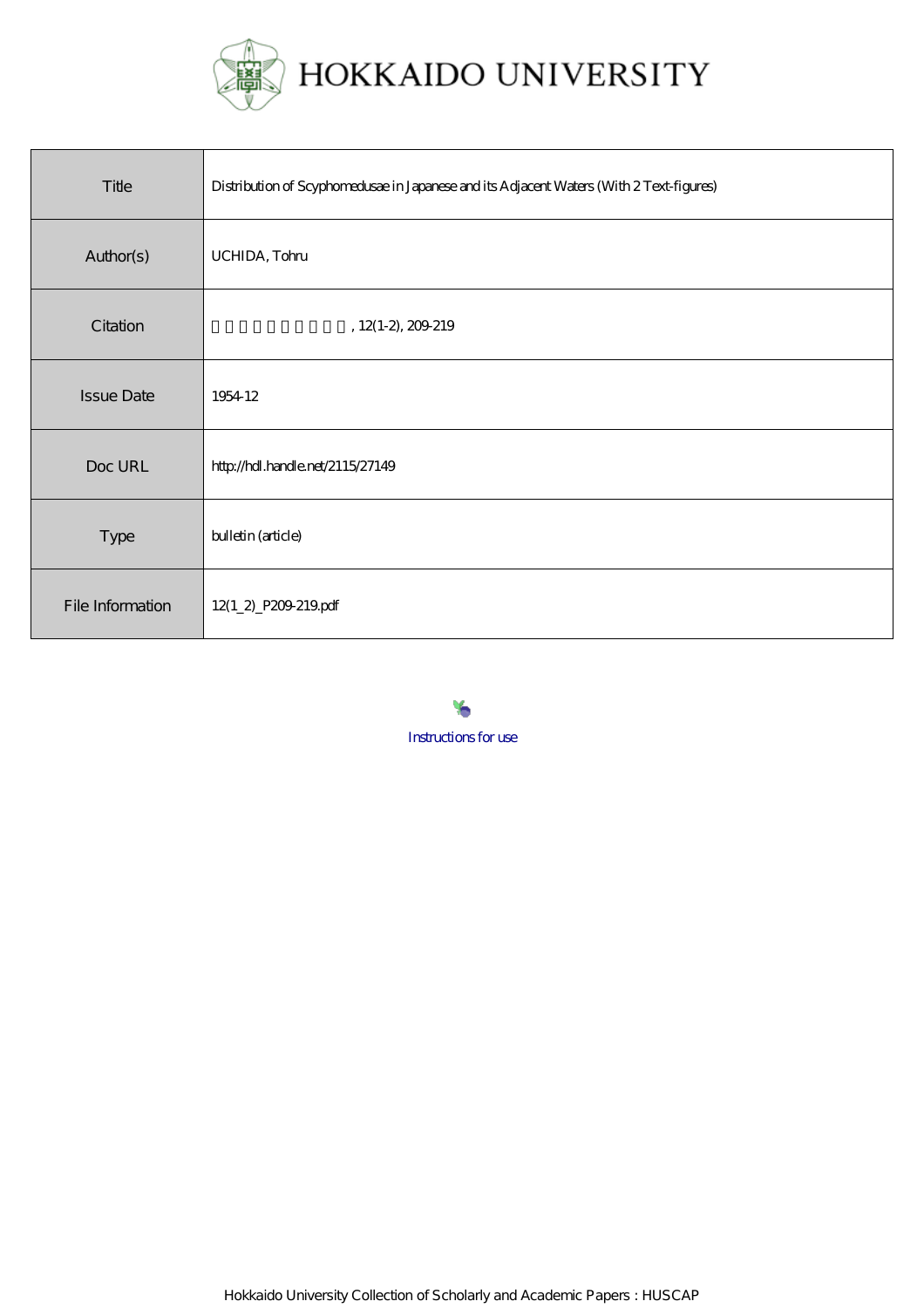# HOKKAIDO UNIVERSITY

| Title | Distribution of Scyphomedusae in Japanese and its Adjacent Waters (With 2 Text-figures) |
|---|---|
| Author(s) | UCHIDA, Tohru |
| Citation | 北海道大學理學部紀要, 12(1-2), 209-219 |
| Issue Date | 1954-12 |
| Doc URL | http://hdl.handle.net/2115/27149 |
| Type | bulletin (article) |
| File Information | 12(1_2)_P209-219.pdf |

Instructions for use

Hokkaido University Collection of Scholarly and Academic Papers : HUSCAP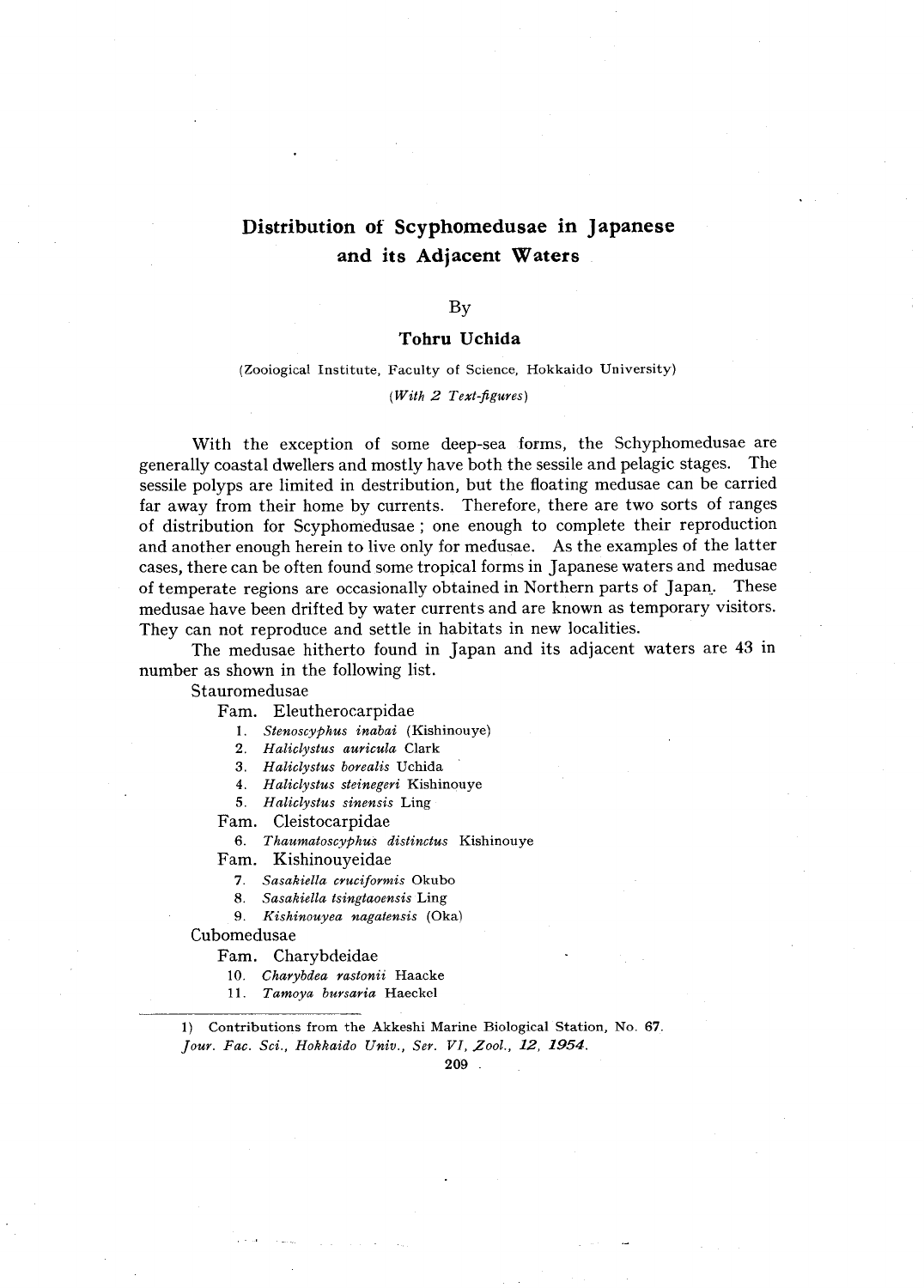# Distribution of Scyphomedusae in Japanese and its Adjacent Waters

By

**Tohru Uchida**

(Zoological Institute, Faculty of Science, Hokkaido University)

*(With 2 Text-figures)*

With the exception of some deep-sea forms, the Schyphomedusae are generally coastal dwellers and mostly have both the sessile and pelagic stages. The sessile polyps are limited in distribution, but the floating medusae can be carried far away from their home by currents. Therefore, there are two sorts of ranges of distribution for Scyphomedusae ; one enough to complete their reproduction and another enough herein to live only for medusae. As the examples of the latter cases, there can be often found some tropical forms in Japanese waters and medusae of temperate regions are occasionally obtained in Northern parts of Japan. These medusae have been drifted by water currents and are known as temporary visitors. They can not reproduce and settle in habitats in new localities.

The medusae hitherto found in Japan and its adjacent waters are 43 in number as shown in the following list.

Stauromedusae

Fam. Eleutherocarpidae

1. *Stenoscyphus inabai* (Kishinouye)
2. *Haliclystus auricula* Clark
3. *Haliclystus borealis* Uchida
4. *Haliclystus steinegeri* Kishinouye
5. *Haliclystus sinensis* Ling

Fam. Cleistocarpidae

6. *Thaumatoscyphus distinctus* Kishinouye

Fam. Kishinouyeidae

7. *Sasakiella cruciformis* Okubo
8. *Sasakiella tsingtaoensis* Ling
9. *Kishinouyea nagatensis* (Oka)

Cubomedusae

Fam. Charybdeidae

10. *Charybdea rastonii* Haacke
11. *Tamoya bursaria* Haeckel

1) Contributions from the Akkeshi Marine Biological Station, No. 67.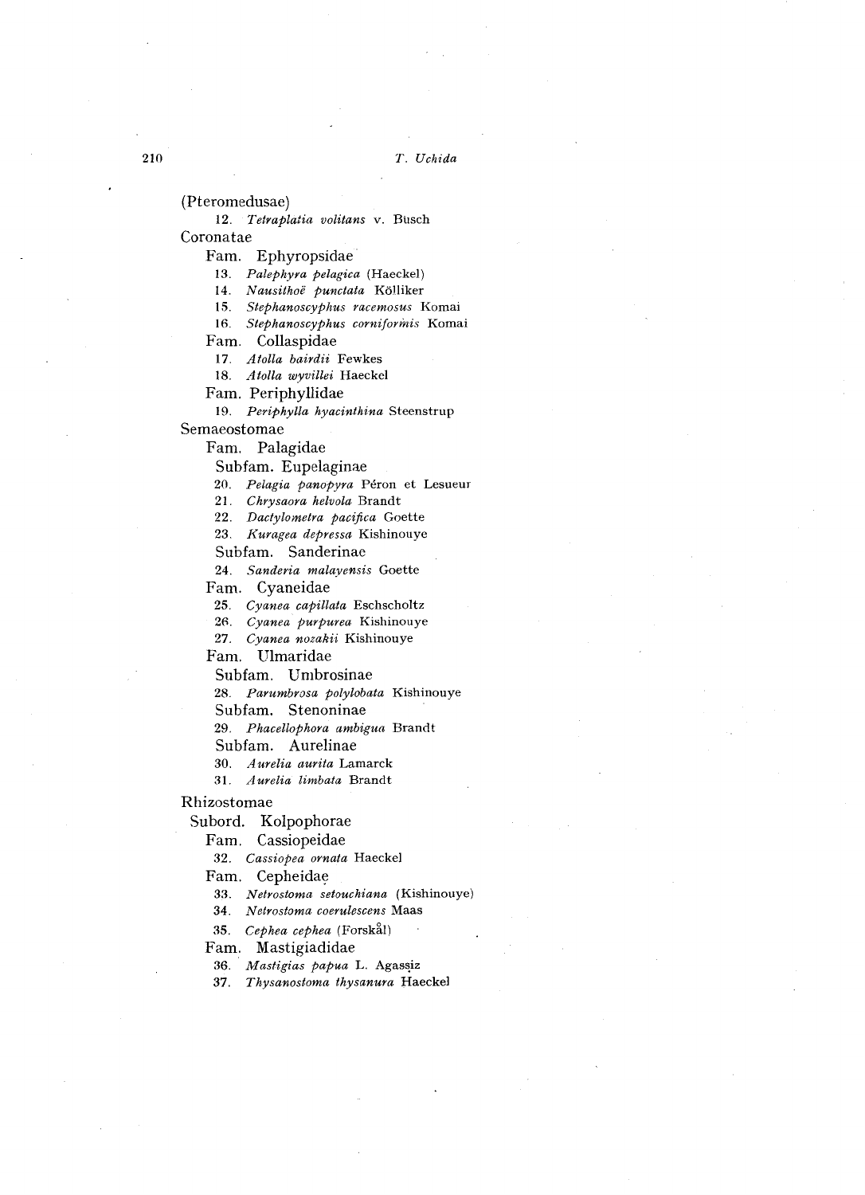(Pteromedusae)

12. *Tetraplatia volitans* v. Büsch

Coronatae

Fam. Ephyropsidae

13. *Palephyra pelagica* (Haeckel)
14. *Nausithoë punctata* Kölliker
15. *Stephanoscyphus racemosus* Komai
16. *Stephanoscyphus corniformis* Komai

Fam. Collaspidae

17. *Atolla bairdii* Fewkes
18. *Atolla wyvillei* Haeckel

Fam. Periphyllidae

19. *Periphylla hyacinthina* Steenstrup

Semaeostomae

Fam. Palagidae

Subfam. Eupelaginae

20. *Pelagia panopyra* Péron et Lesueur
21. *Chrysaora helvola* Brandt
22. *Dactylometra pacifica* Goette
23. *Kuragea depressa* Kishinouye

Subfam. Sanderinae

24. *Sanderia malayensis* Goette

Fam. Cyaneidae

25. *Cyanea capillata* Eschscholtz
26. *Cyanea purpurea* Kishinouye
27. *Cyanea nozakii* Kishinouye

Fam. Ulmaridae

Subfam. Umbrosinae

28. *Parumbrosa polylobata* Kishinouye

Subfam. Stenoninae

29. *Phacellophora ambigua* Brandt

Subfam. Aurelinae

30. *Aurelia aurita* Lamarck
31. *Aurelia limbata* Brandt

Rhizostomae

Subord. Kolpophorae

Fam. Cassiopeidae

32. *Cassiopea ornata* Haeckel

Fam. Cepheidae

33. *Netrostoma setouchiana* (Kishinouye)
34. *Netrostoma coerulescens* Maas
35. *Cephea cephea* (Forskål)

Fam. Mastigiadidae

36. *Mastigias papua* L. Agassiz
37. *Thysanostoma thysanura* Haeckel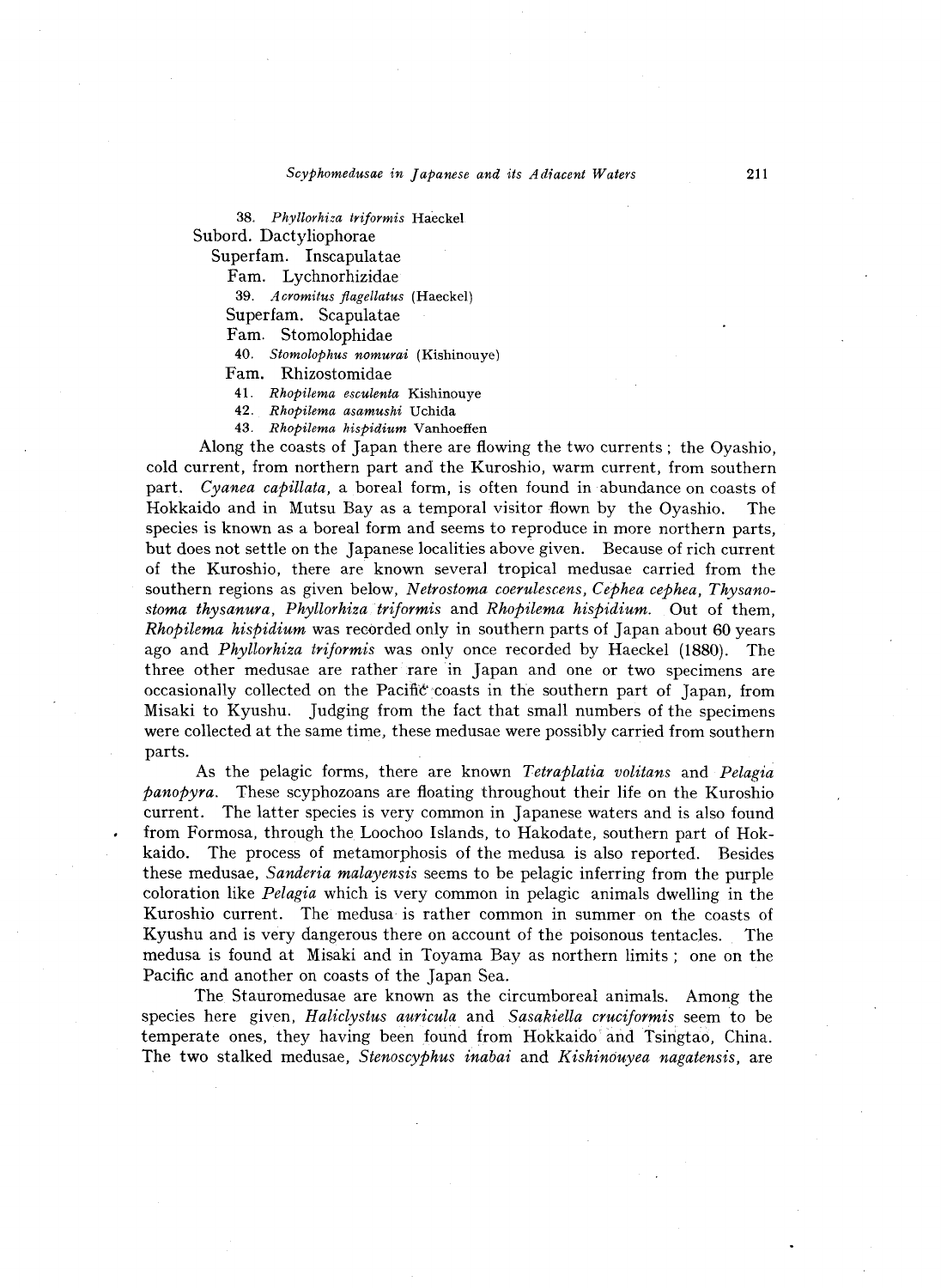38. *Phyllorhiza triformis* Haeckel

Subord. Dactyliophorae

Superfam. Inscapulatae

Fam. Lychnorhizidae

39. *Acromitus flagellatus* (Haeckel)

Superfam. Scapulatae

Fam. Stomolophidae

40. *Stomolophus nomurai* (Kishinouye)

Fam. Rhizostomidae

41. *Rhopilema esculenta* Kishinouye

42. *Rhopilema asamushi* Uchida

43. *Rhopilema hispidium* Vanhoeffen

Along the coasts of Japan there are flowing the two currents ; the Oyashio, cold current, from northern part and the Kuroshio, warm current, from southern part. *Cyanea capillata*, a boreal form, is often found in abundance on coasts of Hokkaido and in Mutsu Bay as a temporal visitor flown by the Oyashio. The species is known as a boreal form and seems to reproduce in more northern parts, but does not settle on the Japanese localities above given. Because of rich current of the Kuroshio, there are known several tropical medusae carried from the southern regions as given below, *Netrostoma coerulescens*, *Cephea cephea*, *Thysanostoma thysanura*, *Phyllorhiza triformis* and *Rhopilema hispidium*. Out of them, *Rhopilema hispidium* was recorded only in southern parts of Japan about 60 years ago and *Phyllorhiza triformis* was only once recorded by Haeckel (1880). The three other medusae are rather rare in Japan and one or two specimens are occasionally collected on the Pacific coasts in the southern part of Japan, from Misaki to Kyushu. Judging from the fact that small numbers of the specimens were collected at the same time, these medusae were possibly carried from southern parts.

As the pelagic forms, there are known *Tetraplatia volitans* and *Pelagia panopyra*. These scyphozoans are floating throughout their life on the Kuroshio current. The latter species is very common in Japanese waters and is also found from Formosa, through the Loochoo Islands, to Hakodate, southern part of Hokkaido. The process of metamorphosis of the medusa is also reported. Besides these medusae, *Sanderia malayensis* seems to be pelagic inferring from the purple coloration like *Pelagia* which is very common in pelagic animals dwelling in the Kuroshio current. The medusa is rather common in summer on the coasts of Kyushu and is very dangerous there on account of the poisonous tentacles. The medusa is found at Misaki and in Toyama Bay as northern limits ; one on the Pacific and another on coasts of the Japan Sea.

The Stauromedusae are known as the circumboreal animals. Among the species here given, *Haliclystus auricula* and *Sasakiella cruciformis* seem to be temperate ones, they having been found from Hokkaido and Tsingtao, China. The two stalked medusae, *Stenoscyphus inabai* and *Kishinouyea nagatensis*, are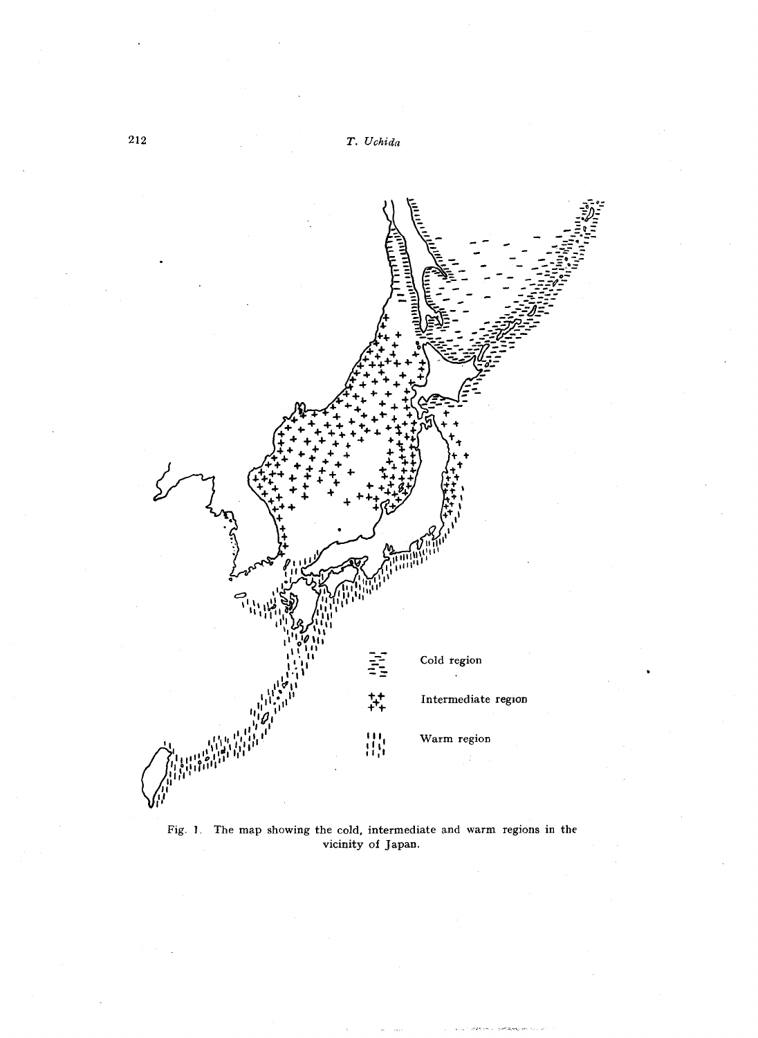Cold region

Intermediate region

Warm region

Fig. 1. The map showing the cold, intermediate and warm regions in the vicinity of Japan.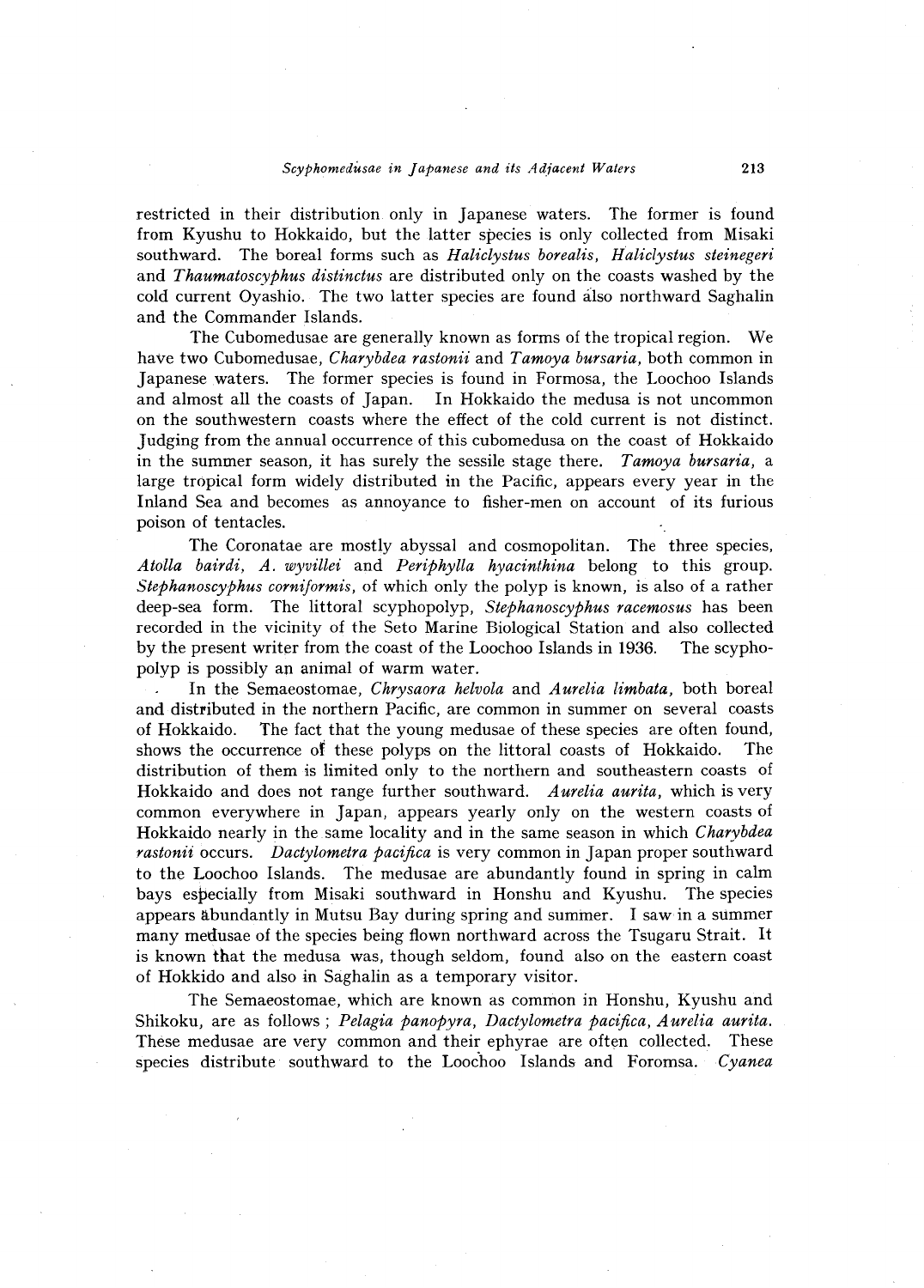restricted in their distribution only in Japanese waters. The former is found from Kyushu to Hokkaido, but the latter species is only collected from Misaki southward. The boreal forms such as *Haliclystus borealis*, *Haliclystus steinegeri* and *Thaumatoscyphus distinctus* are distributed only on the coasts washed by the cold current Oyashio. The two latter species are found also northward Saghalin and the Commander Islands.

The Cubomedusae are generally known as forms of the tropical region. We have two Cubomedusae, *Charybdea rastonii* and *Tamoya bursaria*, both common in Japanese waters. The former species is found in Formosa, the Loochoo Islands and almost all the coasts of Japan. In Hokkaido the medusa is not uncommon on the southwestern coasts where the effect of the cold current is not distinct. Judging from the annual occurrence of this cubomedusa on the coast of Hokkaido in the summer season, it has surely the sessile stage there. *Tamoya bursaria*, a large tropical form widely distributed in the Pacific, appears every year in the Inland Sea and becomes as annoyance to fisher-men on account of its furious poison of tentacles.

The Coronatae are mostly abyssal and cosmopolitan. The three species, *Atolla bairdi*, *A. wyvillei* and *Periphylla hyacinthina* belong to this group. *Stephanoscyphus corniformis*, of which only the polyp is known, is also of a rather deep-sea form. The littoral scyphopolyp, *Stephanoscyphus racemosus* has been recorded in the vicinity of the Seto Marine Biological Station and also collected by the present writer from the coast of the Loochoo Islands in 1936. The scyphopolyp is possibly an animal of warm water.

In the Semaeostomae, *Chrysaora helvola* and *Aurelia limbata*, both boreal and distributed in the northern Pacific, are common in summer on several coasts of Hokkaido. The fact that the young medusae of these species are often found, shows the occurrence of these polyps on the littoral coasts of Hokkaido. The distribution of them is limited only to the northern and southeastern coasts of Hokkaido and does not range further southward. *Aurelia aurita*, which is very common everywhere in Japan, appears yearly only on the western coasts of Hokkaido nearly in the same locality and in the same season in which *Charybdea rastonii* occurs. *Dactylometra pacifica* is very common in Japan proper southward to the Loochoo Islands. The medusae are abundantly found in spring in calm bays especially from Misaki southward in Honshu and Kyushu. The species appears abundantly in Mutsu Bay during spring and summer. I saw in a summer many medusae of the species being flown northward across the Tsugaru Strait. It is known that the medusa was, though seldom, found also on the eastern coast of Hokkido and also in Saghalin as a temporary visitor.

The Semaeostomae, which are known as common in Honshu, Kyushu and Shikoku, are as follows ; *Pelagia panopyra*, *Dactylometra pacifica*, *Aurelia aurita*. These medusae are very common and their ephyrae are often collected. These species distribute southward to the Loochoo Islands and Foromsa. *Cyanea*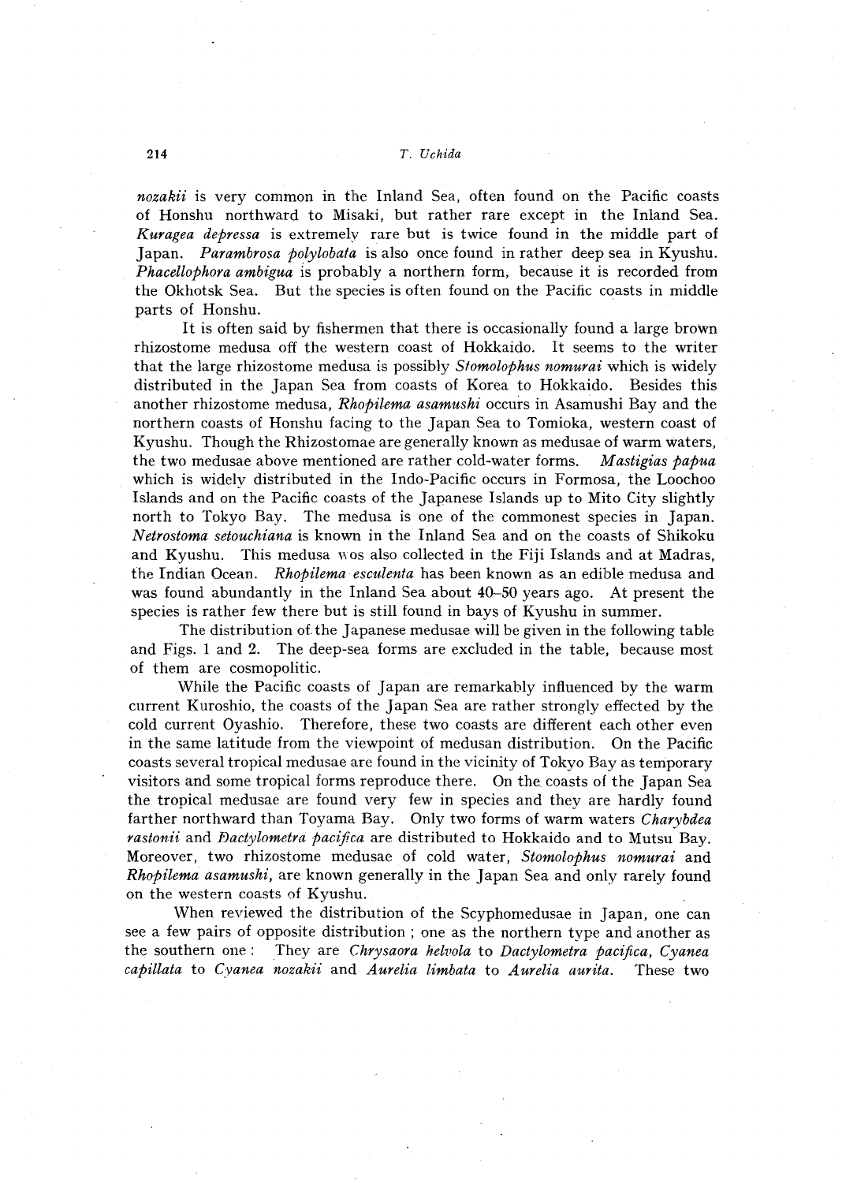*nozakii* is very common in the Inland Sea, often found on the Pacific coasts of Honshu northward to Misaki, but rather rare except in the Inland Sea. *Kuragea depressa* is extremely rare but is twice found in the middle part of Japan. *Parambrosa polylobata* is also once found in rather deep sea in Kyushu. *Phacellophora ambigua* is probably a northern form, because it is recorded from the Okhotsk Sea. But the species is often found on the Pacific coasts in middle parts of Honshu.

It is often said by fishermen that there is occasionally found a large brown rhizostome medusa off the western coast of Hokkaido. It seems to the writer that the large rhizostome medusa is possibly *Stomolophus nomurai* which is widely distributed in the Japan Sea from coasts of Korea to Hokkaido. Besides this another rhizostome medusa, *Rhopilema asamushi* occurs in Asamushi Bay and the northern coasts of Honshu facing to the Japan Sea to Tomioka, western coast of Kyushu. Though the Rhizostomae are generally known as medusae of warm waters, the two medusae above mentioned are rather cold-water forms. *Mastigias papua* which is widely distributed in the Indo-Pacific occurs in Formosa, the Loochoo Islands and on the Pacific coasts of the Japanese Islands up to Mito City slightly north to Tokyo Bay. The medusa is one of the commonest species in Japan. *Netrostoma setouchiana* is known in the Inland Sea and on the coasts of Shikoku and Kyushu. This medusa wos also collected in the Fiji Islands and at Madras, the Indian Ocean. *Rhopilema esculenta* has been known as an edible medusa and was found abundantly in the Inland Sea about 40–50 years ago. At present the species is rather few there but is still found in bays of Kyushu in summer.

The distribution of the Japanese medusae will be given in the following table and Figs. 1 and 2. The deep-sea forms are excluded in the table, because most of them are cosmopolitic.

While the Pacific coasts of Japan are remarkably influenced by the warm current Kuroshio, the coasts of the Japan Sea are rather strongly effected by the cold current Oyashio. Therefore, these two coasts are different each other even in the same latitude from the viewpoint of medusan distribution. On the Pacific coasts several tropical medusae are found in the vicinity of Tokyo Bay as temporary visitors and some tropical forms reproduce there. On the coasts of the Japan Sea the tropical medusae are found very few in species and they are hardly found farther northward than Toyama Bay. Only two forms of warm waters *Charybdea rastonii* and *Dactylometra pacifica* are distributed to Hokkaido and to Mutsu Bay. Moreover, two rhizostome medusae of cold water, *Stomolophus nomurai* and *Rhopilema asamushi*, are known generally in the Japan Sea and only rarely found on the western coasts of Kyushu.

When reviewed the distribution of the Scyphomedusae in Japan, one can see a few pairs of opposite distribution ; one as the northern type and another as the southern one : They are *Chrysaora helvola* to *Dactylometra pacifica*, *Cyanea capillata* to *Cyanea nozakii* and *Aurelia limbata* to *Aurelia aurita*. These two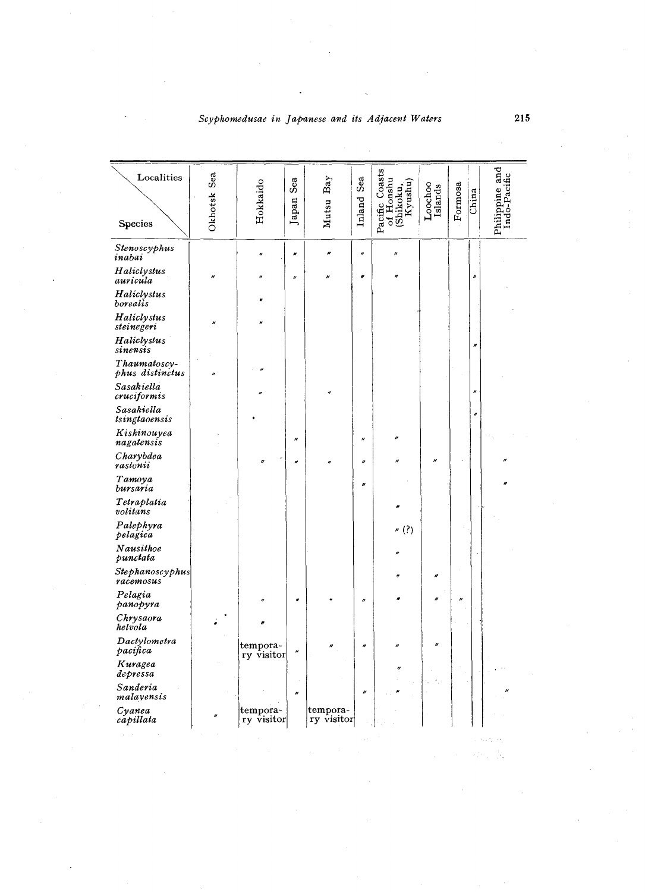| Localities / Species | Okhotsk Sea | Hokkaido | Japan Sea | Mutsu Bay | Inland Sea | Pacific Coasts of Honshu (Shikoku, Kyushu) | Loochoo Islands | Formosa | China | Philippine and Indo-Pacific |
|---|---|---|---|---|---|---|---|---|---|---|
| *Stenoscyphus inabai* | | 〃 | 〃 | 〃 | 〃 | 〃 | | | | |
| *Haliclystus auricula* | 〃 | 〃 | 〃 | 〃 | 〃 | 〃 | | | 〃 | |
| *Haliclystus borealis* | | 〃 | | | | | | | | |
| *Haliclystus steinegeri* | 〃 | 〃 | | | | | | | | |
| *Haliclystus sinensis* | | | | | | | | | 〃 | |
| *Thaumatoscyphus distinctus* | 〃 | 〃 | | | | | | | | |
| *Sasakiella cruciformis* | | 〃 | | 〃 | | | | | 〃 | |
| *Sasakiella tsingtaoensis* | | • | | | | | | | 〃 | |
| *Kishinouyea nagatensis* | | | 〃 | | 〃 | 〃 | | | | |
| *Charybdea rastonii* | | 〃 | 〃 | 〃 | 〃 | 〃 | 〃 | | | 〃 |
| *Tamoya bursaria* | | | | | 〃 | | | | | 〃 |
| *Tetraplatia volitans* | | | | | | 〃 | | | | |
| *Palephyra pelagica* | | | | | | 〃 (?) | | | | |
| *Nausithoe punctata* | | | | | | 〃 | | | | |
| *Stephanoscyphus racemosus* | | | | | | 〃 | 〃 | | | |
| *Pelagia panopyra* | | 〃 | 〃 | 〃 | 〃 | 〃 | 〃 | 〃 | | |
| *Chrysaora helvola* | 〃 | 〃 | | | | | | | | |
| *Dactylometra pacifica* | | temporary visitor | 〃 | 〃 | 〃 | 〃 | 〃 | | | |
| *Kuragea depressa* | | | | | | 〃 | | | | |
| *Sanderia malayensis* | | | 〃 | | 〃 | 〃 | | | | 〃 |
| *Cyanea capillata* | 〃 | temporary visitor | | temporary visitor | | | | | | |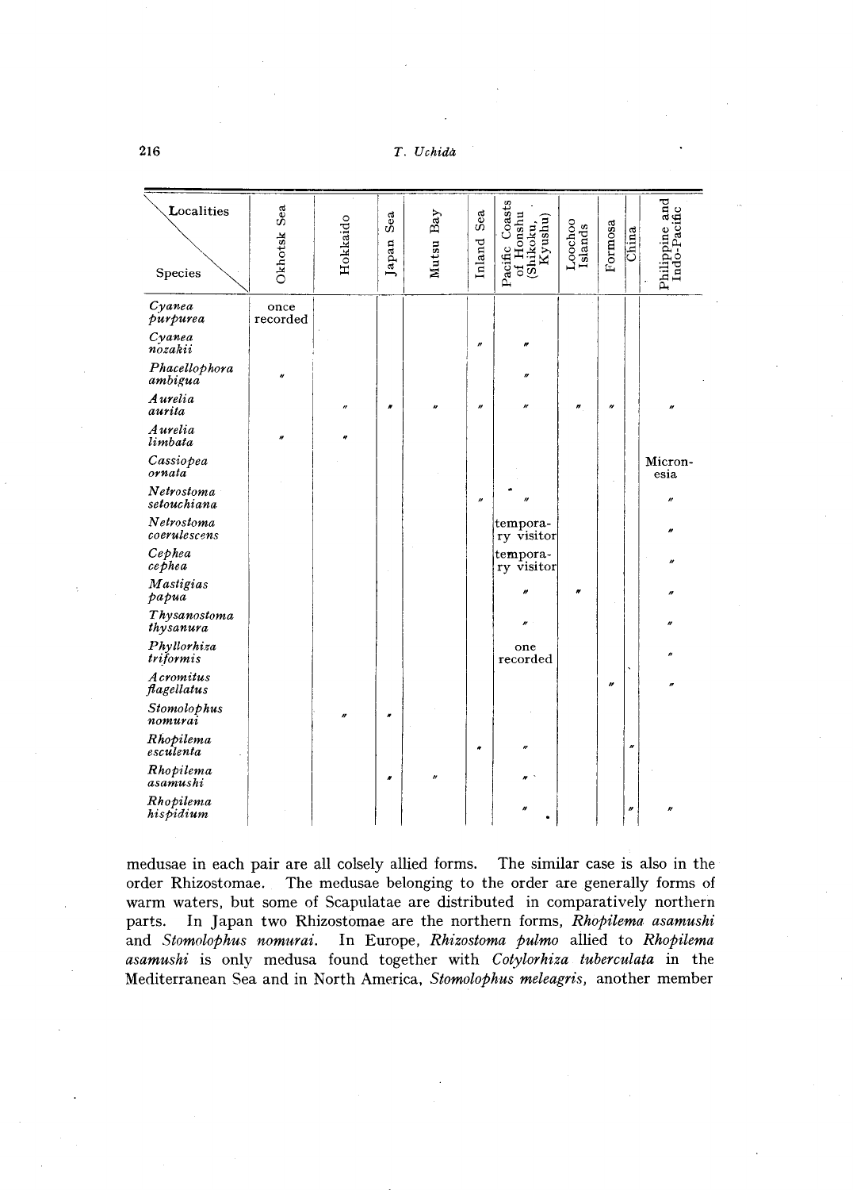| Localities / Species | Okhotsk Sea | Hokkaido | Japan Sea | Mutsu Bay | Inland Sea | Pacific Coasts of Honshu (Shikoku, Kyushu) | Loochoo Islands | Formosa | China | Philippine and Indo-Pacific |
|---|---|---|---|---|---|---|---|---|---|---|
| *Cyanea purpurea* | once recorded | | | | | | | | | |
| *Cyanea nozakii* | | | | | 〃 | 〃 | | | | |
| *Phacellophora ambigua* | 〃 | | | | | 〃 | | | | |
| *Aurelia aurita* | | 〃 | 〃 | 〃 | 〃 | 〃 | 〃 | 〃 | | 〃 |
| *Aurelia limbata* | 〃 | 〃 | | | | | | | | |
| *Cassiopea ornata* | | | | | | | | | | Micronesia |
| *Netrostoma setouchiana* | | | | | 〃 | 〃 | | | | 〃 |
| *Netrostoma coerulescens* | | | | | | temporary visitor | | | | 〃 |
| *Cephea cephea* | | | | | | temporary visitor | | | | 〃 |
| *Mastigias papua* | | | | | | 〃 | 〃 | | | 〃 |
| *Thysanostoma thysanura* | | | | | | 〃 | | | | 〃 |
| *Phyllorhiza triformis* | | | | | | one recorded | | | | 〃 |
| *Acromitus flagellatus* | | | | | | | | 〃 | | 〃 |
| *Stomolophus nomurai* | | 〃 | 〃 | | | | | | | |
| *Rhopilema esculenta* | | | | | 〃 | 〃 | | | 〃 | |
| *Rhopilema asamushi* | | | 〃 | 〃 | | 〃 | | | | |
| *Rhopilema hispidium* | | | | | | 〃 | | | 〃 | 〃 |

medusae in each pair are all colsely allied forms. The similar case is also in the order Rhizostomae. The medusae belonging to the order are generally forms of warm waters, but some of Scapulatae are distributed in comparatively northern parts. In Japan two Rhizostomae are the northern forms, *Rhopilema asamushi* and *Stomolophus nomurai*. In Europe, *Rhizostoma pulmo* allied to *Rhopilema asamushi* is only medusa found together with *Cotylorhiza tuberculata* in the Mediterranean Sea and in North America, *Stomolophus meleagris*, another member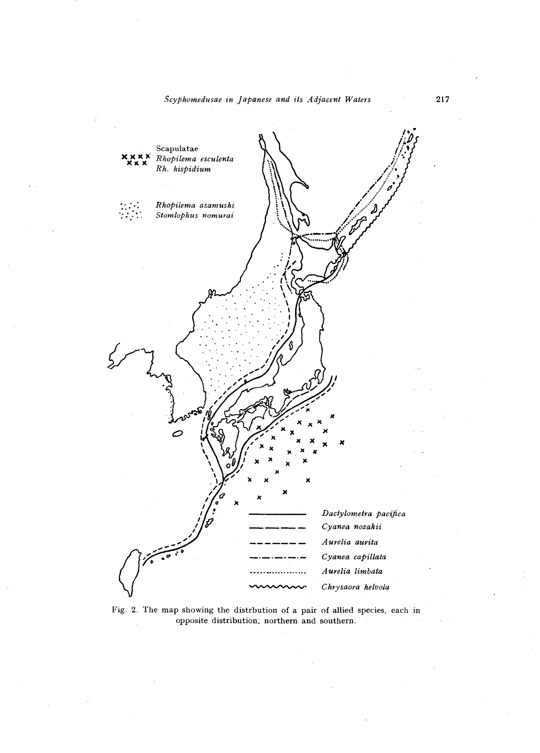Scapulatae

*Rhopilema esculenta*

*Rh. hispidium*

*Rhopilema asamushi*

*Stomlophus nomurai*

*Dactylometra pacifica*

*Cyanea nozakii*

*Aurelia aurita*

*Cyanea capillata*

*Aurelia limbata*

*Chrysaora helvola*

Fig. 2. The map showing the distrbution of a pair of allied species, each in opposite distribution, northern and southern.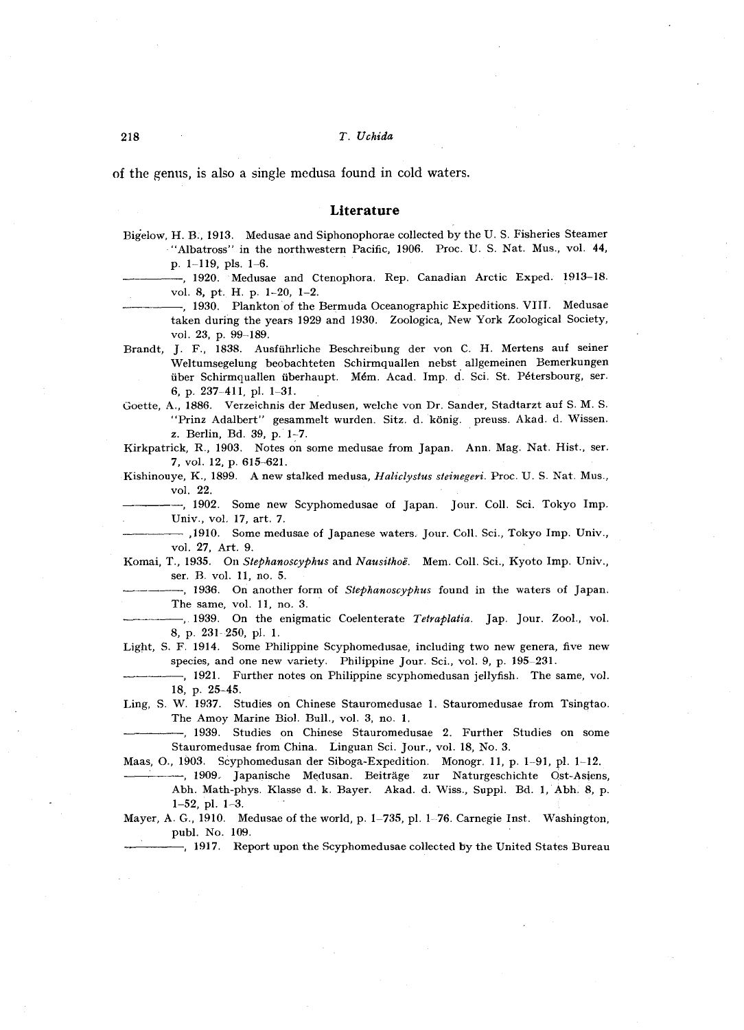of the genus, is also a single medusa found in cold waters.

## Literature

Bigelow, H. B., 1913. Medusae and Siphonophorae collected by the U. S. Fisheries Steamer "Albatross" in the northwestern Pacific, 1906. Proc. U. S. Nat. Mus., vol. **44**, p. 1–119, pls. 1–6.

————, 1920. Medusae and Ctenophora. Rep. Canadian Arctic Exped. 1913–18. vol. **8**, pt. H. p. 1–20, 1–2.

————, 1930. Plankton of the Bermuda Oceanographic Expeditions. VIII. Medusae taken during the years 1929 and 1930. Zoologica, New York Zoological Society, vol. 23, p. 99–189.

Brandt, J. F., 1838. Ausführliche Beschreibung der von C. H. Mertens auf seiner Weltumsegelung beobachteten Schirmquallen nebst allgemeinen Bemerkungen über Schirmquallen überhaupt. Mém. Acad. Imp. d. Sci. St. Pétersbourg, ser. 6, p. 237–411, pl. 1–31.

Goette, A., 1886. Verzeichnis der Medusen, welche von Dr. Sander, Stadtarzt auf S. M. S. "Prinz Adalbert" gesammelt wurden. Sitz. d. könig. preuss. Akad. d. Wissen. z. Berlin, Bd. 39, p. 1–7.

Kirkpatrick, R., 1903. Notes on some medusae from Japan. Ann. Mag. Nat. Hist., ser. 7, vol. 12, p. 615–621.

Kishinouye, K., 1899. A new stalked medusa, *Haliclystus steinegeri*. Proc. U. S. Nat. Mus., vol. 22.

————, 1902. Some new Scyphomedusae of Japan. Jour. Coll. Sci. Tokyo Imp. Univ., vol. 17, art. 7.

————, 1910. Some medusae of Japanese waters. Jour. Coll. Sci., Tokyo Imp. Univ., vol. 27, Art. 9.

Komai, T., 1935. On *Stephanoscyphus* and *Nausithoë*. Mem. Coll. Sci., Kyoto Imp. Univ., ser. B. vol. 11, no. 5.

————, 1936. On another form of *Stephanoscyphus* found in the waters of Japan. The same, vol. 11, no. 3.

————, 1939. On the enigmatic Coelenterate *Tetraplatia*. Jap. Jour. Zool., vol. 8, p. 231–250, pl. 1.

Light, S. F. 1914. Some Philippine Scyphomedusae, including two new genera, five new species, and one new variety. Philippine Jour. Sci., vol. 9, p. 195–231.

————, 1921. Further notes on Philippine scyphomedusan jellyfish. The same, vol. 18, p. 25–45.

Ling, S. W. 1937. Studies on Chinese Stauromedusae 1. Stauromedusae from Tsingtao. The Amoy Marine Biol. Bull., vol. 3, no. 1.

————, 1939. Studies on Chinese Stauromedusae 2. Further Studies on some Stauromedusae from China. Linguan Sci. Jour., vol. 18, No. 3.

Maas, O., 1903. Scyphomedusan der Siboga-Expedition. Monogr. 11, p. 1–91, pl. 1–12.

————, 1909. Japanische Medusan. Beiträge zur Naturgeschichte Ost-Asiens, Abh. Math-phys. Klasse d. k. Bayer. Akad. d. Wiss., Suppl. Bd. 1, Abh. 8, p. 1–52, pl. 1–3.

Mayer, A. G., 1910. Medusae of the world, p. 1–735, pl. 1–76. Carnegie Inst. Washington, publ. No. 109.

————, 1917. Report upon the Scyphomedusae collected by the United States Bureau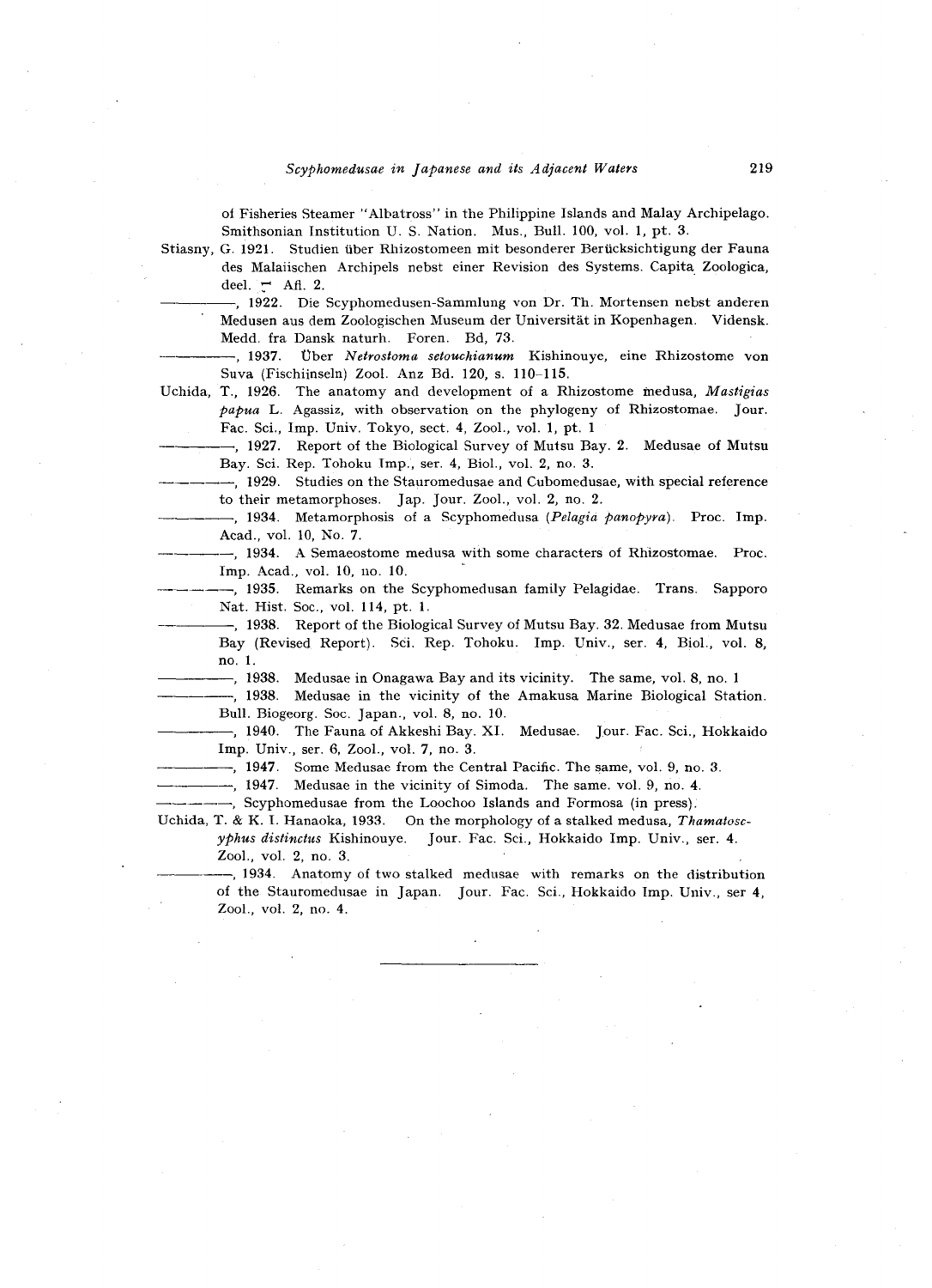of Fisheries Steamer "Albatross" in the Philippine Islands and Malay Archipelago. Smithsonian Institution U. S. Nation. Mus., Bull. 100, vol. 1, pt. 3.

Stiasny, G. 1921. Studien über Rhizostomeen mit besonderer Berücksichtigung der Fauna des Malaiischen Archipels nebst einer Revision des Systems. Capita Zoologica, deel. ㄷ Afl. 2.

——————, 1922. Die Scyphomedusen-Sammlung von Dr. Th. Mortensen nebst anderen Medusen aus dem Zoologischen Museum der Universität in Kopenhagen. Vidensk. Medd. fra Dansk naturh. Foren. Bd, 73.

——————, 1937. Über *Netrostoma setouchianum* Kishinouye, eine Rhizostome von Suva (Fischiinseln) Zool. Anz Bd. 120, s. 110–115.

Uchida, T., 1926. The anatomy and development of a Rhizostome medusa, *Mastigias papua* L. Agassiz, with observation on the phylogeny of Rhizostomae. Jour. Fac. Sci., Imp. Univ. Tokyo, sect. 4, Zool., vol. 1, pt. 1

——————, 1927. Report of the Biological Survey of Mutsu Bay. 2. Medusae of Mutsu Bay. Sci. Rep. Tohoku Imp., ser. 4, Biol., vol. 2, no. 3.

——————, 1929. Studies on the Stauromedusae and Cubomedusae, with special reference to their metamorphoses. Jap. Jour. Zool., vol. 2, no. 2.

——————, 1934. Metamorphosis of a Scyphomedusa (*Pelagia panopyra*). Proc. Imp. Acad., vol. 10, No. 7.

——————, 1934. A Semaeostome medusa with some characters of Rhizostomae. Proc. Imp. Acad., vol. 10, no. 10.

——————, 1935. Remarks on the Scyphomedusan family Pelagidae. Trans. Sapporo Nat. Hist. Soc., vol. 114, pt. 1.

——————, 1938. Report of the Biological Survey of Mutsu Bay. 32. Medusae from Mutsu Bay (Revised Report). Sci. Rep. Tohoku. Imp. Univ., ser. 4, Biol., vol. 8, no. 1.

——————, 1938. Medusae in Onagawa Bay and its vicinity. The same, vol. 8, no. 1

——————, 1938. Medusae in the vicinity of the Amakusa Marine Biological Station. Bull. Biogeorg. Soc. Japan., vol. 8, no. 10.

——————, 1940. The Fauna of Akkeshi Bay. XI. Medusae. Jour. Fac. Sci., Hokkaido Imp. Univ., ser. 6, Zool., vol. 7, no. 3.

——————, 1947. Some Medusae from the Central Pacific. The same, vol. 9, no. 3.

——————, 1947. Medusae in the vicinity of Simoda. The same. vol. 9, no. 4.

——————, Scyphomedusae from the Loochoo Islands and Formosa (in press).

Uchida, T. & K. I. Hanaoka, 1933. On the morphology of a stalked medusa, *Thamatoscyphus distinctus* Kishinouye. Jour. Fac. Sci., Hokkaido Imp. Univ., ser. 4. Zool., vol. 2, no. 3.

——————, 1934. Anatomy of two stalked medusae with remarks on the distribution of the Stauromedusae in Japan. Jour. Fac. Sci., Hokkaido Imp. Univ., ser 4, Zool., vol. 2, no. 4.

---